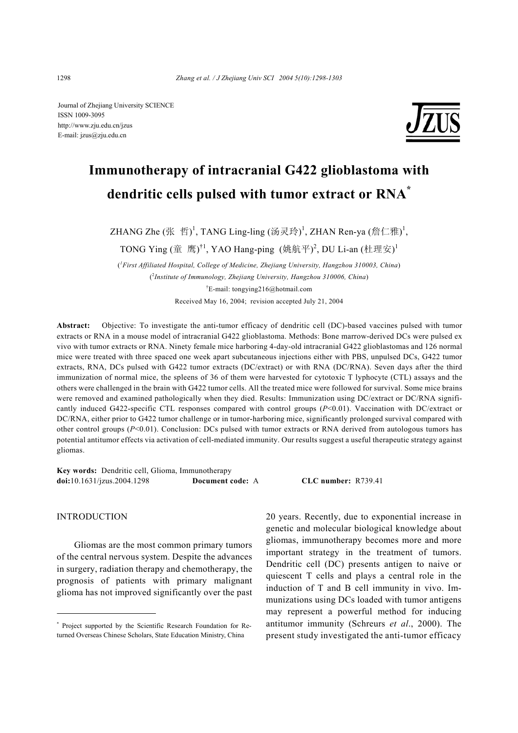Journal of Zhejiang University SCIENCE
ISSN 1009-3095
http://www.zju.edu.cn/jzus
E-mail: jzus@zju.edu.cn

# Immunotherapy of intracranial G422 glioblastoma with dendritic cells pulsed with tumor extract or RNA*

ZHANG Zhe (张 哲)[1], TANG Ling-ling (汤灵玲)[1], ZHAN Ren-ya (詹仁雅)[1], TONG Ying (童 鹰)[†1], YAO Hang-ping (姚航平)[2], DU Li-an (杜理安)[1]

([1]*First Affiliated Hospital, College of Medicine, Zhejiang University, Hangzhou 310003, China*)

([2]*Institute of Immunology, Zhejiang University, Hangzhou 310006, China*)

[†]E-mail: tongying216@hotmail.com

Received May 16, 2004; revision accepted July 21, 2004

**Abstract:** Objective: To investigate the anti-tumor efficacy of dendritic cell (DC)-based vaccines pulsed with tumor extracts or RNA in a mouse model of intracranial G422 glioblastoma. Methods: Bone marrow-derived DCs were pulsed ex vivo with tumor extracts or RNA. Ninety female mice harboring 4-day-old intracranial G422 glioblastomas and 126 normal mice were treated with three spaced one week apart subcutaneous injections either with PBS, unpulsed DCs, G422 tumor extracts, RNA, DCs pulsed with G422 tumor extracts (DC/extract) or with RNA (DC/RNA). Seven days after the third immunization of normal mice, the spleens of 36 of them were harvested for cytotoxic T lyphocyte (CTL) assays and the others were challenged in the brain with G422 tumor cells. All the treated mice were followed for survival. Some mice brains were removed and examined pathologically when they died. Results: Immunization using DC/extract or DC/RNA significantly induced G422-specific CTL responses compared with control groups ($P<0.01$). Vaccination with DC/extract or DC/RNA, either prior to G422 tumor challenge or in tumor-harboring mice, significantly prolonged survival compared with other control groups ($P<0.01$). Conclusion: DCs pulsed with tumor extracts or RNA derived from autologous tumors has potential antitumor effects via activation of cell-mediated immunity. Our results suggest a useful therapeutic strategy against gliomas.

**Key words:** Dendritic cell, Glioma, Immunotherapy
**doi:**10.1631/jzus.2004.1298 **Document code:** A **CLC number:** R739.41

## INTRODUCTION

Gliomas are the most common primary tumors of the central nervous system. Despite the advances in surgery, radiation therapy and chemotherapy, the prognosis of patients with primary malignant glioma has not improved significantly over the past 20 years. Recently, due to exponential increase in genetic and molecular biological knowledge about gliomas, immunotherapy becomes more and more important strategy in the treatment of tumors. Dendritic cell (DC) presents antigen to naive or quiescent T cells and plays a central role in the induction of T and B cell immunity in vivo. Immunizations using DCs loaded with tumor antigens may represent a powerful method for inducing antitumor immunity (Schreurs *et al*., 2000). The present study investigated the anti-tumor efficacy

---

* Project supported by the Scientific Research Foundation for Returned Overseas Chinese Scholars, State Education Ministry, China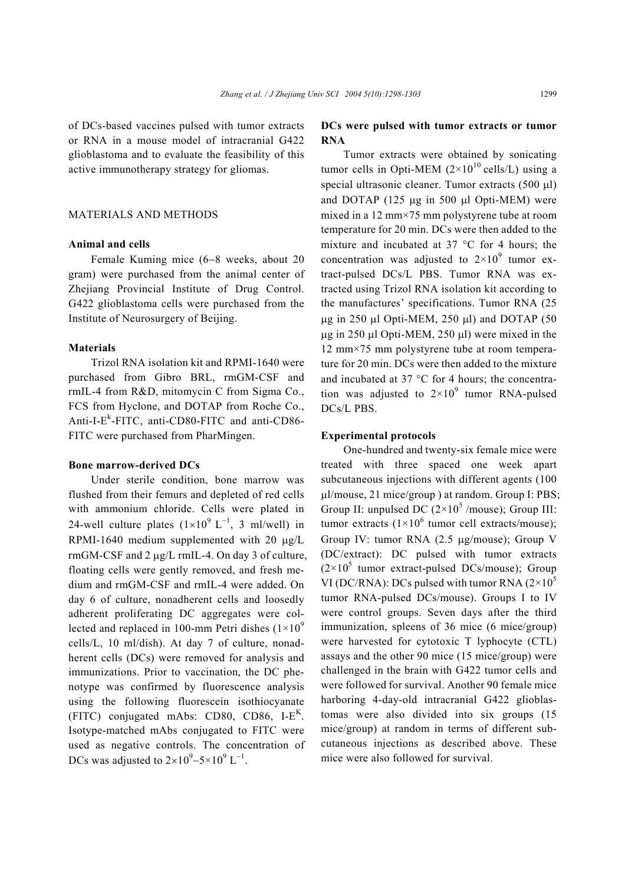of DCs-based vaccines pulsed with tumor extracts or RNA in a mouse model of intracranial G422 glioblastoma and to evaluate the feasibility of this active immunotherapy strategy for gliomas.

## MATERIALS AND METHODS

### Animal and cells

Female Kuming mice (6−8 weeks, about 20 gram) were purchased from the animal center of Zhejiang Provincial Institute of Drug Control. G422 glioblastoma cells were purchased from the Institute of Neurosurgery of Beijing.

### Materials

Trizol RNA isolation kit and RPMI-1640 were purchased from Gibro BRL, rmGM-CSF and rmIL-4 from R&D, mitomycin C from Sigma Co., FCS from Hyclone, and DOTAP from Roche Co., Anti-I-$E^k$-FITC, anti-CD80-FITC and anti-CD86-FITC were purchased from PharMingen.

### Bone marrow-derived DCs

Under sterile condition, bone marrow was flushed from their femurs and depleted of red cells with ammonium chloride. Cells were plated in 24-well culture plates ($1\times10^9$ $L^{-1}$, 3 ml/well) in RPMI-1640 medium supplemented with 20 μg/L rmGM-CSF and 2 μg/L rmIL-4. On day 3 of culture, floating cells were gently removed, and fresh medium and rmGM-CSF and rmIL-4 were added. On day 6 of culture, nonadherent cells and loosedly adherent proliferating DC aggregates were collected and replaced in 100-mm Petri dishes ($1\times10^9$ cells/L, 10 ml/dish). At day 7 of culture, nonadherent cells (DCs) were removed for analysis and immunizations. Prior to vaccination, the DC phenotype was confirmed by fluorescence analysis using the following fluorescein isothiocyanate (FITC) conjugated mAbs: CD80, CD86, I-$E^K$. Isotype-matched mAbs conjugated to FITC were used as negative controls. The concentration of DCs was adjusted to $2\times10^9$−$5\times10^9$ $L^{-1}$.

### DCs were pulsed with tumor extracts or tumor RNA

Tumor extracts were obtained by sonicating tumor cells in Opti-MEM ($2\times10^{10}$ cells/L) using a special ultrasonic cleaner. Tumor extracts (500 μl) and DOTAP (125 μg in 500 μl Opti-MEM) were mixed in a 12 mm×75 mm polystyrene tube at room temperature for 20 min. DCs were then added to the mixture and incubated at 37 °C for 4 hours; the concentration was adjusted to $2\times10^9$ tumor extract-pulsed DCs/L PBS. Tumor RNA was extracted using Trizol RNA isolation kit according to the manufactures' specifications. Tumor RNA (25 μg in 250 μl Opti-MEM, 250 μl) and DOTAP (50 μg in 250 μl Opti-MEM, 250 μl) were mixed in the 12 mm×75 mm polystyrene tube at room temperature for 20 min. DCs were then added to the mixture and incubated at 37 °C for 4 hours; the concentration was adjusted to $2\times10^9$ tumor RNA-pulsed DCs/L PBS.

### Experimental protocols

One-hundred and twenty-six female mice were treated with three spaced one week apart subcutaneous injections with different agents (100 μl/mouse, 21 mice/group ) at random. Group I: PBS; Group II: unpulsed DC ($2\times10^5$ /mouse); Group III: tumor extracts ($1\times10^6$ tumor cell extracts/mouse); Group IV: tumor RNA (2.5 μg/mouse); Group V (DC/extract): DC pulsed with tumor extracts ($2\times10^5$ tumor extract-pulsed DCs/mouse); Group VI (DC/RNA): DCs pulsed with tumor RNA ($2\times10^5$ tumor RNA-pulsed DCs/mouse). Groups I to IV were control groups. Seven days after the third immunization, spleens of 36 mice (6 mice/group) were harvested for cytotoxic T lyphocyte (CTL) assays and the other 90 mice (15 mice/group) were challenged in the brain with G422 tumor cells and were followed for survival. Another 90 female mice harboring 4-day-old intracranial G422 glioblastomas were also divided into six groups (15 mice/group) at random in terms of different subcutaneous injections as described above. These mice were also followed for survival.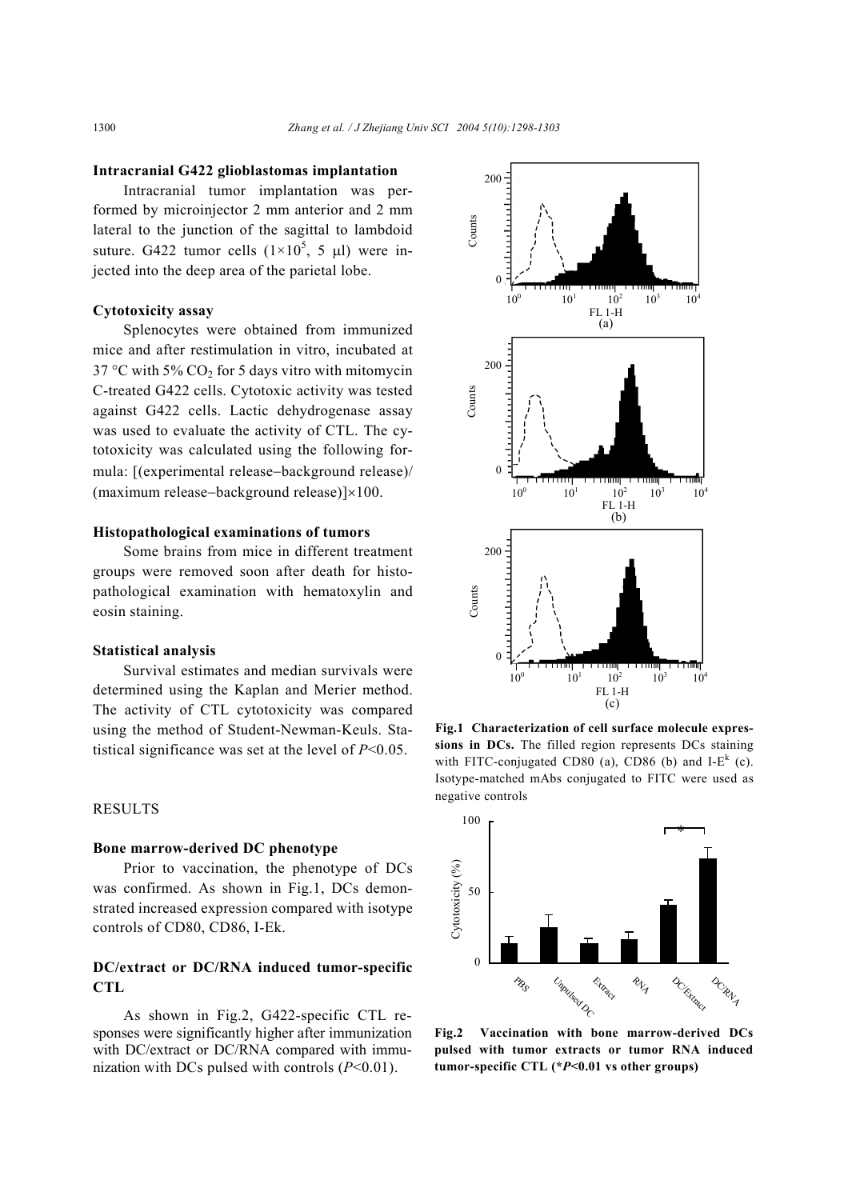### Intracranial G422 glioblastomas implantation

Intracranial tumor implantation was performed by microinjector 2 mm anterior and 2 mm lateral to the junction of the sagittal to lambdoid suture. G422 tumor cells ($1\times10^5$, 5 μl) were injected into the deep area of the parietal lobe.

### Cytotoxicity assay

Splenocytes were obtained from immunized mice and after restimulation in vitro, incubated at 37 °C with 5% $CO_2$ for 5 days vitro with mitomycin C-treated G422 cells. Cytotoxic activity was tested against G422 cells. Lactic dehydrogenase assay was used to evaluate the activity of CTL. The cytotoxicity was calculated using the following formula: [(experimental release−background release)/(maximum release−background release)]×100.

### Histopathological examinations of tumors

Some brains from mice in different treatment groups were removed soon after death for histopathological examination with hematoxylin and eosin staining.

### Statistical analysis

Survival estimates and median survivals were determined using the Kaplan and Merier method. The activity of CTL cytotoxicity was compared using the method of Student-Newman-Keuls. Statistical significance was set at the level of $P<0.05$.

## RESULTS

### Bone marrow-derived DC phenotype

Prior to vaccination, the phenotype of DCs was confirmed. As shown in Fig.1, DCs demonstrated increased expression compared with isotype controls of CD80, CD86, I-Ek.

### DC/extract or DC/RNA induced tumor-specific CTL

As shown in Fig.2, G422-specific CTL responses were significantly higher after immunization with DC/extract or DC/RNA compared with immunization with DCs pulsed with controls ($P<0.01$).

**Fig.1 Characterization of cell surface molecule expressions in DCs.** The filled region represents DCs staining with FITC-conjugated CD80 (a), CD86 (b) and I-$E^k$ (c). Isotype-matched mAbs conjugated to FITC were used as negative controls

**Fig.2 Vaccination with bone marrow-derived DCs pulsed with tumor extracts or tumor RNA induced tumor-specific CTL (\*$P<0.01$ vs other groups)**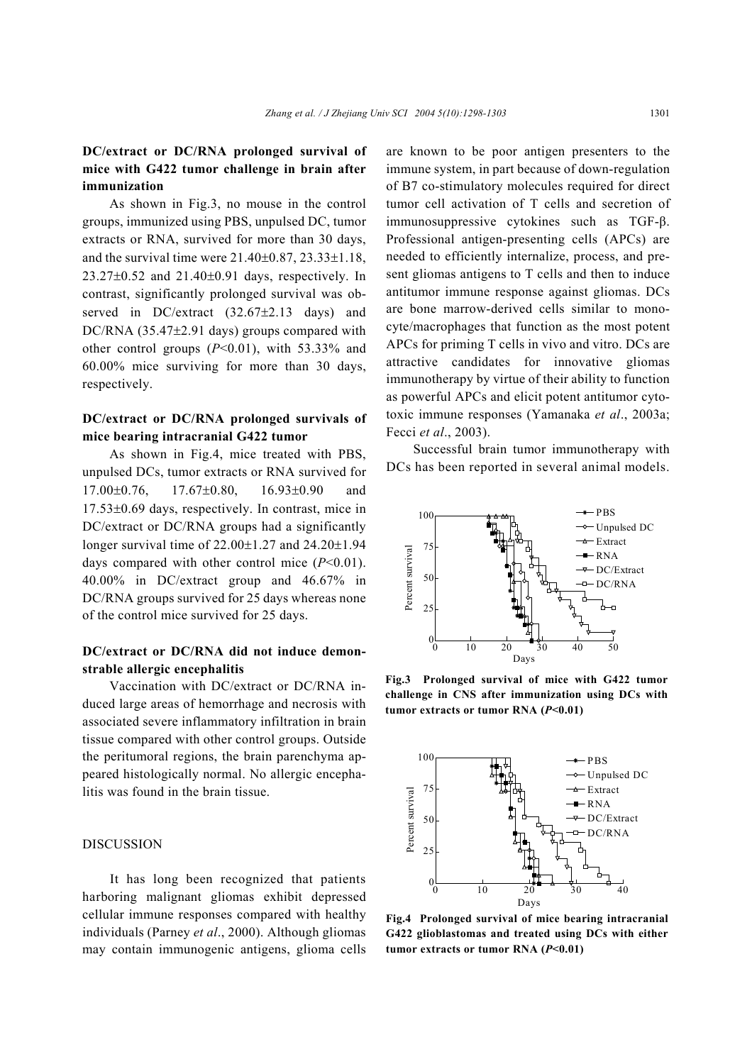### DC/extract or DC/RNA prolonged survival of mice with G422 tumor challenge in brain after immunization

As shown in Fig.3, no mouse in the control groups, immunized using PBS, unpulsed DC, tumor extracts or RNA, survived for more than 30 days, and the survival time were 21.40±0.87, 23.33±1.18, 23.27±0.52 and 21.40±0.91 days, respectively. In contrast, significantly prolonged survival was observed in DC/extract (32.67±2.13 days) and DC/RNA (35.47±2.91 days) groups compared with other control groups ($P<0.01$), with 53.33% and 60.00% mice surviving for more than 30 days, respectively.

### DC/extract or DC/RNA prolonged survivals of mice bearing intracranial G422 tumor

As shown in Fig.4, mice treated with PBS, unpulsed DCs, tumor extracts or RNA survived for 17.00±0.76, 17.67±0.80, 16.93±0.90 and 17.53±0.69 days, respectively. In contrast, mice in DC/extract or DC/RNA groups had a significantly longer survival time of 22.00±1.27 and 24.20±1.94 days compared with other control mice ($P<0.01$). 40.00% in DC/extract group and 46.67% in DC/RNA groups survived for 25 days whereas none of the control mice survived for 25 days.

### DC/extract or DC/RNA did not induce demonstrable allergic encephalitis

Vaccination with DC/extract or DC/RNA induced large areas of hemorrhage and necrosis with associated severe inflammatory infiltration in brain tissue compared with other control groups. Outside the peritumoral regions, the brain parenchyma appeared histologically normal. No allergic encephalitis was found in the brain tissue.

## DISCUSSION

It has long been recognized that patients harboring malignant gliomas exhibit depressed cellular immune responses compared with healthy individuals (Parney *et al*., 2000). Although gliomas may contain immunogenic antigens, glioma cells are known to be poor antigen presenters to the immune system, in part because of down-regulation of B7 co-stimulatory molecules required for direct tumor cell activation of T cells and secretion of immunosuppressive cytokines such as TGF-β. Professional antigen-presenting cells (APCs) are needed to efficiently internalize, process, and present gliomas antigens to T cells and then to induce antitumor immune response against gliomas. DCs are bone marrow-derived cells similar to monocyte/macrophages that function as the most potent APCs for priming T cells in vivo and vitro. DCs are attractive candidates for innovative gliomas immunotherapy by virtue of their ability to function as powerful APCs and elicit potent antitumor cytotoxic immune responses (Yamanaka *et al*., 2003a; Fecci *et al*., 2003).

Successful brain tumor immunotherapy with DCs has been reported in several animal models.

**Fig.3 Prolonged survival of mice with G422 tumor challenge in CNS after immunization using DCs with tumor extracts or tumor RNA ($P<0.01$)**

**Fig.4 Prolonged survival of mice bearing intracranial G422 glioblastomas and treated using DCs with either tumor extracts or tumor RNA ($P<0.01$)**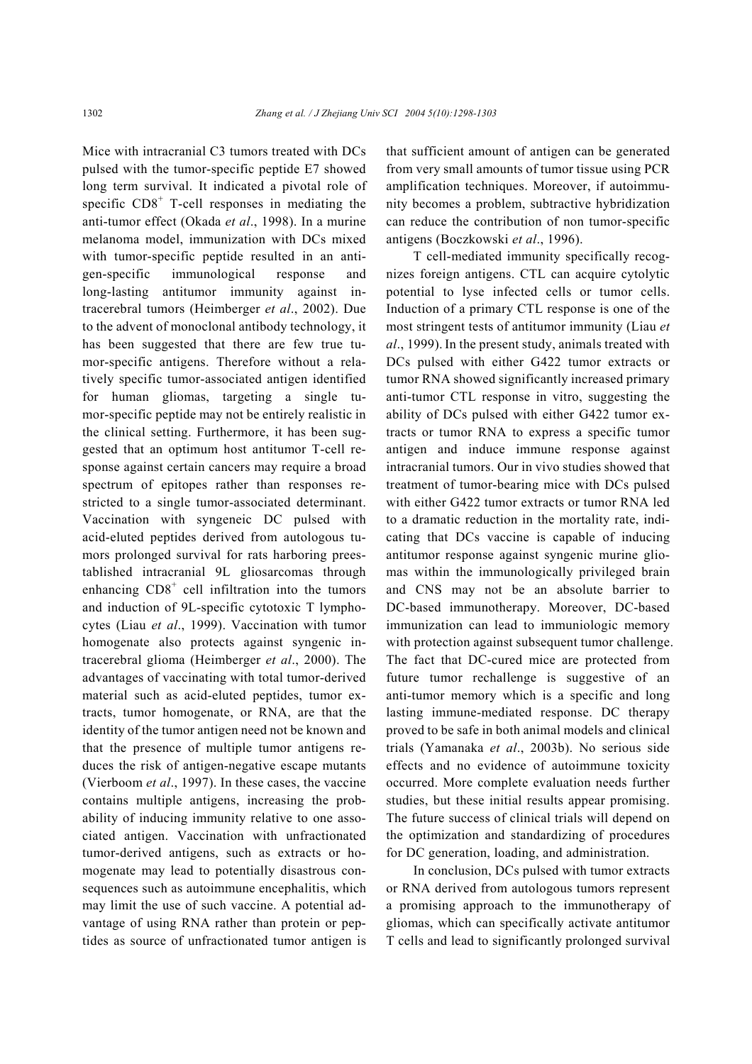Mice with intracranial C3 tumors treated with DCs pulsed with the tumor-specific peptide E7 showed long term survival. It indicated a pivotal role of specific $CD8^+$ T-cell responses in mediating the anti-tumor effect (Okada *et al*., 1998). In a murine melanoma model, immunization with DCs mixed with tumor-specific peptide resulted in an antigen-specific immunological response and long-lasting antitumor immunity against intracerebral tumors (Heimberger *et al*., 2002). Due to the advent of monoclonal antibody technology, it has been suggested that there are few true tumor-specific antigens. Therefore without a relatively specific tumor-associated antigen identified for human gliomas, targeting a single tumor-specific peptide may not be entirely realistic in the clinical setting. Furthermore, it has been suggested that an optimum host antitumor T-cell response against certain cancers may require a broad spectrum of epitopes rather than responses restricted to a single tumor-associated determinant. Vaccination with syngeneic DC pulsed with acid-eluted peptides derived from autologous tumors prolonged survival for rats harboring preestablished intracranial 9L gliosarcomas through enhancing $CD8^+$ cell infiltration into the tumors and induction of 9L-specific cytotoxic T lymphocytes (Liau *et al*., 1999). Vaccination with tumor homogenate also protects against syngenic intracerebral glioma (Heimberger *et al*., 2000). The advantages of vaccinating with total tumor-derived material such as acid-eluted peptides, tumor extracts, tumor homogenate, or RNA, are that the identity of the tumor antigen need not be known and that the presence of multiple tumor antigens reduces the risk of antigen-negative escape mutants (Vierboom *et al*., 1997). In these cases, the vaccine contains multiple antigens, increasing the probability of inducing immunity relative to one associated antigen. Vaccination with unfractionated tumor-derived antigens, such as extracts or homogenate may lead to potentially disastrous consequences such as autoimmune encephalitis, which may limit the use of such vaccine. A potential advantage of using RNA rather than protein or peptides as source of unfractionated tumor antigen is that sufficient amount of antigen can be generated from very small amounts of tumor tissue using PCR amplification techniques. Moreover, if autoimmunity becomes a problem, subtractive hybridization can reduce the contribution of non tumor-specific antigens (Boczkowski *et al*., 1996).

T cell-mediated immunity specifically recognizes foreign antigens. CTL can acquire cytolytic potential to lyse infected cells or tumor cells. Induction of a primary CTL response is one of the most stringent tests of antitumor immunity (Liau *et al*., 1999). In the present study, animals treated with DCs pulsed with either G422 tumor extracts or tumor RNA showed significantly increased primary anti-tumor CTL response in vitro, suggesting the ability of DCs pulsed with either G422 tumor extracts or tumor RNA to express a specific tumor antigen and induce immune response against intracranial tumors. Our in vivo studies showed that treatment of tumor-bearing mice with DCs pulsed with either G422 tumor extracts or tumor RNA led to a dramatic reduction in the mortality rate, indicating that DCs vaccine is capable of inducing antitumor response against syngenic murine gliomas within the immunologically privileged brain and CNS may not be an absolute barrier to DC-based immunotherapy. Moreover, DC-based immunization can lead to immuniologic memory with protection against subsequent tumor challenge. The fact that DC-cured mice are protected from future tumor rechallenge is suggestive of an anti-tumor memory which is a specific and long lasting immune-mediated response. DC therapy proved to be safe in both animal models and clinical trials (Yamanaka *et al*., 2003b). No serious side effects and no evidence of autoimmune toxicity occurred. More complete evaluation needs further studies, but these initial results appear promising. The future success of clinical trials will depend on the optimization and standardizing of procedures for DC generation, loading, and administration.

In conclusion, DCs pulsed with tumor extracts or RNA derived from autologous tumors represent a promising approach to the immunotherapy of gliomas, which can specifically activate antitumor T cells and lead to significantly prolonged survival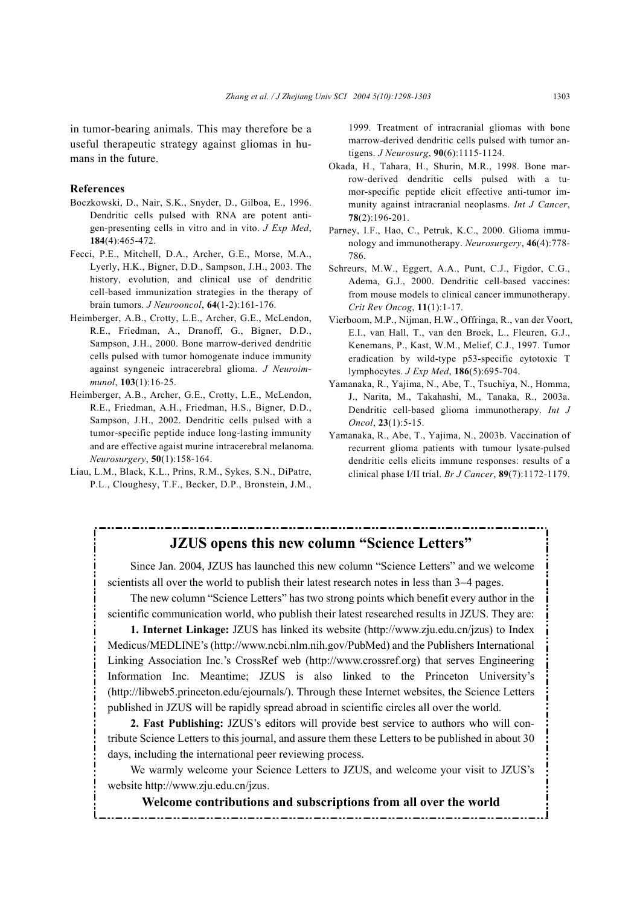in tumor-bearing animals. This may therefore be a useful therapeutic strategy against gliomas in humans in the future.

**References**

Boczkowski, D., Nair, S.K., Snyder, D., Gilboa, E., 1996. Dendritic cells pulsed with RNA are potent antigen-presenting cells in vitro and in vito. *J Exp Med*, **184**(4):465-472.

Fecci, P.E., Mitchell, D.A., Archer, G.E., Morse, M.A., Lyerly, H.K., Bigner, D.D., Sampson, J.H., 2003. The history, evolution, and clinical use of dendritic cell-based immunization strategies in the therapy of brain tumors. *J Neurooncol*, **64**(1-2):161-176.

Heimberger, A.B., Crotty, L.E., Archer, G.E., McLendon, R.E., Friedman, A., Dranoff, G., Bigner, D.D., Sampson, J.H., 2000. Bone marrow-derived dendritic cells pulsed with tumor homogenate induce immunity against syngeneic intracerebral glioma. *J Neuroimmunol*, **103**(1):16-25.

Heimberger, A.B., Archer, G.E., Crotty, L.E., McLendon, R.E., Friedman, A.H., Friedman, H.S., Bigner, D.D., Sampson, J.H., 2002. Dendritic cells pulsed with a tumor-specific peptide induce long-lasting immunity and are effective agaist murine intracerebral melanoma. *Neurosurgery*, **50**(1):158-164.

Liau, L.M., Black, K.L., Prins, R.M., Sykes, S.N., DiPatre, P.L., Cloughesy, T.F., Becker, D.P., Bronstein, J.M., 1999. Treatment of intracranial gliomas with bone marrow-derived dendritic cells pulsed with tumor antigens. *J Neurosurg*, **90**(6):1115-1124.

Okada, H., Tahara, H., Shurin, M.R., 1998. Bone marrow-derived dendritic cells pulsed with a tumor-specific peptide elicit effective anti-tumor immunity against intracranial neoplasms. *Int J Cancer*, **78**(2):196-201.

Parney, I.F., Hao, C., Petruk, K.C., 2000. Glioma immunology and immunotherapy. *Neurosurgery*, **46**(4):778-786.

Schreurs, M.W., Eggert, A.A., Punt, C.J., Figdor, C.G., Adema, G.J., 2000. Dendritic cell-based vaccines: from mouse models to clinical cancer immunotherapy. *Crit Rev Oncog*, **11**(1):1-17.

Vierboom, M.P., Nijman, H.W., Offringa, R., van der Voort, E.I., van Hall, T., van den Broek, L., Fleuren, G.J., Kenemans, P., Kast, W.M., Melief, C.J., 1997. Tumor eradication by wild-type p53-specific cytotoxic T lymphocytes. *J Exp Med*, **186**(5):695-704.

Yamanaka, R., Yajima, N., Abe, T., Tsuchiya, N., Homma, J., Narita, M., Takahashi, M., Tanaka, R., 2003a. Dendritic cell-based glioma immunotherapy. *Int J Oncol*, **23**(1):5-15.

Yamanaka, R., Abe, T., Yajima, N., 2003b. Vaccination of recurrent glioma patients with tumour lysate-pulsed dendritic cells elicits immune responses: results of a clinical phase I/II trial. *Br J Cancer*, **89**(7):1172-1179.

## JZUS opens this new column "Science Letters"

Since Jan. 2004, JZUS has launched this new column "Science Letters" and we welcome scientists all over the world to publish their latest research notes in less than 3−4 pages.

The new column "Science Letters" has two strong points which benefit every author in the scientific communication world, who publish their latest researched results in JZUS. They are:

**1. Internet Linkage:** JZUS has linked its website (http://www.zju.edu.cn/jzus) to Index Medicus/MEDLINE's (http://www.ncbi.nlm.nih.gov/PubMed) and the Publishers International Linking Association Inc.'s CrossRef web (http://www.crossref.org) that serves Engineering Information Inc. Meantime; JZUS is also linked to the Princeton University's (http://libweb5.princeton.edu/ejournals/). Through these Internet websites, the Science Letters published in JZUS will be rapidly spread abroad in scientific circles all over the world.

**2. Fast Publishing:** JZUS's editors will provide best service to authors who will contribute Science Letters to this journal, and assure them these Letters to be published in about 30 days, including the international peer reviewing process.

We warmly welcome your Science Letters to JZUS, and welcome your visit to JZUS's website http://www.zju.edu.cn/jzus.

**Welcome contributions and subscriptions from all over the world**